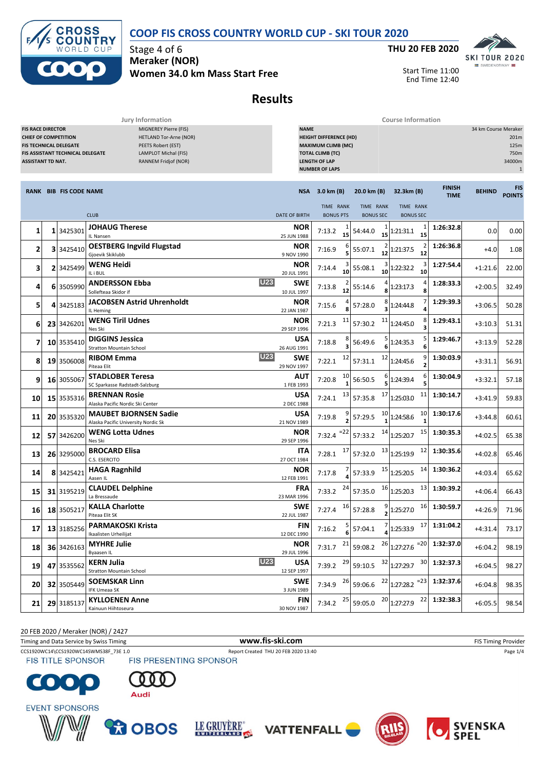# COOP FIS CROSS COUNTRY WORLD CUP - SKI TOUR 2020

Stage 4 of 6
**Meraker (NOR)**
**Women 34.0 km Mass Start Free**

**THU 20 FEB 2020**

Start Time 11:00
End Time 12:40

## Results

| Jury Information | |
|---|---|
| FIS RACE DIRECTOR | MIGNEREY Pierre (FIS) |
| CHIEF OF COMPETITION | HETLAND Tor-Arne (NOR) |
| FIS TECHNICAL DELEGATE | PEETS Robert (EST) |
| FIS ASSISTANT TECHNICAL DELEGATE | LAMPLOT Michal (FIS) |
| ASSISTANT TD NAT. | RANNEM Fridjof (NOR) |

| Course Information | |
|---|---|
| NAME | 34 km Course Meraker |
| HEIGHT DIFFERENCE (HD) | 201m |
| MAXIMUM CLIMB (MC) | 125m |
| TOTAL CLIMB (TC) | 750m |
| LENGTH OF LAP | 34000m |
| NUMBER OF LAPS | 1 |

| RANK | BIB | FIS CODE | NAME / CLUB | NSA / DATE OF BIRTH | 3.0 km (B) TIME | RANK / BONUS PTS | 20.0 km (B) TIME | RANK / BONUS SEC | 32.3km (B) TIME | RANK / BONUS SEC | FINISH TIME | BEHIND | FIS POINTS |
|---|---|---|---|---|---|---|---|---|---|---|---|---|---|
| 1 | 1 | 3425301 | **JOHAUG Therese** IL Nansen | NOR 25 JUN 1988 | 7:13.2 | 1 / 15 | 54:44.0 | 1 / 15 | 1:21:31.1 | 1 / 15 | 1:26:32.8 | 0.0 | 0.00 |
| 2 | 3 | 3425410 | **OESTBERG Ingvild Flugstad** Gjoevik Skiklubb | NOR 9 NOV 1990 | 7:16.9 | 6 / 5 | 55:07.1 | 2 / 12 | 1:21:37.5 | 2 / 12 | 1:26:36.8 | +4.0 | 1.08 |
| 3 | 2 | 3425499 | **WENG Heidi** IL i BUL | NOR 20 JUL 1991 | 7:14.4 | 3 / 10 | 55:08.1 | 3 / 10 | 1:22:32.2 | 3 / 10 | 1:27:54.4 | +1:21.6 | 22.00 |
| 4 | 6 | 3505990 | **ANDERSSON Ebba** (U23) Sollefteaa Skidor if | SWE 10 JUL 1997 | 7:13.8 | 2 / 12 | 55:14.6 | 4 / 8 | 1:23:17.3 | 4 / 8 | 1:28:33.3 | +2:00.5 | 32.49 |
| 5 | 4 | 3425183 | **JACOBSEN Astrid Uhrenholdt** IL Heming | NOR 22 JAN 1987 | 7:15.6 | 4 / 8 | 57:28.0 | 8 / 3 | 1:24:44.8 | 7 / 4 | 1:29:39.3 | +3:06.5 | 50.28 |
| 6 | 23 | 3426201 | **WENG Tiril Udnes** Nes Ski | NOR 29 SEP 1996 | 7:21.3 | 11 | 57:30.2 | 11 | 1:24:45.0 | 8 / 3 | 1:29:43.1 | +3:10.3 | 51.31 |
| 7 | 10 | 3535410 | **DIGGINS Jessica** Stratton Mountain School | USA 26 AUG 1991 | 7:18.8 | 8 / 3 | 56:49.6 | 5 / 6 | 1:24:35.3 | 5 / 6 | 1:29:46.7 | +3:13.9 | 52.28 |
| 8 | 19 | 3506008 | **RIBOM Emma** (U23) Piteaa Elit | SWE 29 NOV 1997 | 7:22.1 | 12 | 57:31.1 | 12 | 1:24:45.6 | 9 / 2 | 1:30:03.9 | +3:31.1 | 56.91 |
| 9 | 16 | 3055067 | **STADLOBER Teresa** SC Sparkasse Radstadt-Salzburg | AUT 1 FEB 1993 | 7:20.8 | 10 / 1 | 56:50.5 | 6 / 5 | 1:24:39.4 | 6 / 5 | 1:30:04.9 | +3:32.1 | 57.18 |
| 10 | 15 | 3535316 | **BRENNAN Rosie** Alaska Pacific Nordic Ski Center | USA 2 DEC 1988 | 7:24.1 | 13 | 57:35.8 | 17 | 1:25:03.0 | 11 | 1:30:14.7 | +3:41.9 | 59.83 |
| 11 | 20 | 3535320 | **MAUBET BJORNSEN Sadie** Alaska Pacific University Nordic Sk | USA 21 NOV 1989 | 7:19.8 | 9 / 2 | 57:29.5 | 10 / 1 | 1:24:58.6 | 10 / 1 | 1:30:17.6 | +3:44.8 | 60.61 |
| 12 | 57 | 3426200 | **WENG Lotta Udnes** Nes Ski | NOR 29 SEP 1996 | 7:32.4 | =22 | 57:33.2 | 14 | 1:25:20.7 | 15 | 1:30:35.3 | +4:02.5 | 65.38 |
| 13 | 26 | 3295000 | **BROCARD Elisa** C.S. ESERCITO | ITA 27 OCT 1984 | 7:28.1 | 17 | 57:32.0 | 13 | 1:25:19.9 | 12 | 1:30:35.6 | +4:02.8 | 65.46 |
| 14 | 8 | 3425421 | **HAGA Ragnhild** Aasen IL | NOR 12 FEB 1991 | 7:17.8 | 7 / 4 | 57:33.9 | 15 | 1:25:20.5 | 14 | 1:30:36.2 | +4:03.4 | 65.62 |
| 15 | 31 | 3195219 | **CLAUDEL Delphine** La Bressaude | FRA 23 MAR 1996 | 7:33.2 | 24 | 57:35.0 | 16 | 1:25:20.3 | 13 | 1:30:39.2 | +4:06.4 | 66.43 |
| 16 | 18 | 3505217 | **KALLA Charlotte** Piteaa Elit SK | SWE 22 JUL 1987 | 7:27.4 | 16 | 57:28.8 | 9 / 2 | 1:25:27.0 | 16 | 1:30:59.7 | +4:26.9 | 71.96 |
| 17 | 13 | 3185256 | **PARMAKOSKI Krista** Ikaalisten Urheilijat | FIN 12 DEC 1990 | 7:16.2 | 5 / 6 | 57:04.1 | 7 / 4 | 1:25:33.9 | 17 | 1:31:04.2 | +4:31.4 | 73.17 |
| 18 | 36 | 3426163 | **MYHRE Julie** Byaasen IL | NOR 29 JUL 1996 | 7:31.7 | 21 | 59:08.2 | 26 | 1:27:27.6 | =20 | 1:32:37.0 | +6:04.2 | 98.19 |
| 19 | 47 | 3535562 | **KERN Julia** (U23) Stratton Mountain School | USA 12 SEP 1997 | 7:39.2 | 29 | 59:10.5 | 32 | 1:27:29.7 | 30 | 1:32:37.3 | +6:04.5 | 98.27 |
| 20 | 32 | 3505449 | **SOEMSKAR Linn** IFK Umeaa SK | SWE 3 JUN 1989 | 7:34.9 | 26 | 59:06.6 | 22 | 1:27:28.2 | =23 | 1:32:37.6 | +6:04.8 | 98.35 |
| 21 | 29 | 3185137 | **KYLLOENEN Anne** Kainuun Hiihtoseura | FIN 30 NOV 1987 | 7:34.2 | 25 | 59:05.0 | 20 | 1:27:27.9 | 22 | 1:32:38.3 | +6:05.5 | 98.54 |

20 FEB 2020 / Meraker (NOR) / 2427

Timing and Data Service by Swiss Timing — www.fis-ski.com — FIS Timing Provider

CCS1920WC14\CCS1920WC14SWMS38F_73E 1.0 — Report Created THU 20 FEB 2020 13:40

FIS TITLE SPONSOR — FIS PRESENTING SPONSOR

EVENT SPONSORS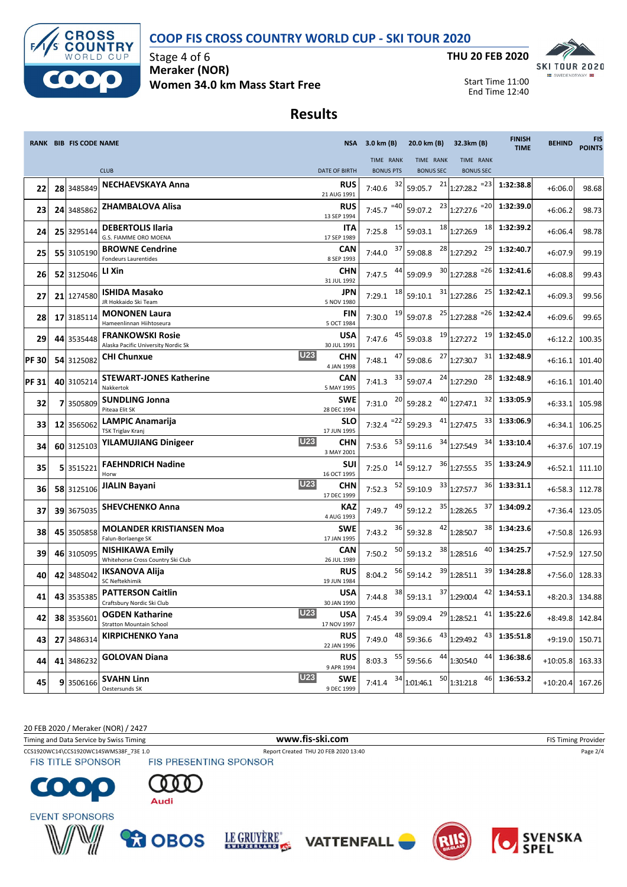# COOP FIS CROSS COUNTRY WORLD CUP - SKI TOUR 2020

Stage 4 of 6
**Meraker (NOR)**
**Women 34.0 km Mass Start Free**

**THU 20 FEB 2020**

Start Time 11:00
End Time 12:40

## Results

| RANK | BIB | FIS CODE | NAME / CLUB | | NSA / DATE OF BIRTH | 3.0 km (B) TIME | RANK / BONUS PTS | 20.0 km (B) TIME | RANK / BONUS SEC | 32.3km (B) TIME | RANK / BONUS SEC | FINISH TIME | BEHIND | FIS POINTS |
|---|---|---|---|---|---|---|---|---|---|---|---|---|---|---|
| 22 | 28 | 3485849 | NECHAEVSKAYA Anna | | RUS 21 AUG 1991 | 7:40.6 | 32 | 59:05.7 | 21 | 1:27:28.2 | =23 | 1:32:38.8 | +6:06.0 | 98.68 |
| 23 | 24 | 3485862 | ZHAMBALOVA Alisa | | RUS 13 SEP 1994 | 7:45.7 | =40 | 59:07.2 | 23 | 1:27:27.6 | =20 | 1:32:39.0 | +6:06.2 | 98.73 |
| 24 | 25 | 3295144 | DEBERTOLIS Ilaria / G.S. FIAMME ORO MOENA | | ITA 17 SEP 1989 | 7:25.8 | 15 | 59:03.1 | 18 | 1:27:26.9 | 18 | 1:32:39.2 | +6:06.4 | 98.78 |
| 25 | 55 | 3105190 | BROWNE Cendrine / Fondeurs Laurentides | | CAN 8 SEP 1993 | 7:44.0 | 37 | 59:08.8 | 28 | 1:27:29.2 | 29 | 1:32:40.7 | +6:07.9 | 99.19 |
| 26 | 52 | 3125046 | LI Xin | | CHN 31 JUL 1992 | 7:47.5 | 44 | 59:09.9 | 30 | 1:27:28.8 | =26 | 1:32:41.6 | +6:08.8 | 99.43 |
| 27 | 21 | 1274580 | ISHIDA Masako / JR Hokkaido Ski Team | | JPN 5 NOV 1980 | 7:29.1 | 18 | 59:10.1 | 31 | 1:27:28.6 | 25 | 1:32:42.1 | +6:09.3 | 99.56 |
| 28 | 17 | 3185114 | MONONEN Laura / Hameenlinnan Hiihtoseura | | FIN 5 OCT 1984 | 7:30.0 | 19 | 59:07.8 | 25 | 1:27:28.8 | =26 | 1:32:42.4 | +6:09.6 | 99.65 |
| 29 | 44 | 3535448 | FRANKOWSKI Rosie / Alaska Pacific University Nordic Sk | | USA 30 JUL 1991 | 7:47.6 | 45 | 59:03.8 | 19 | 1:27:27.2 | 19 | 1:32:45.0 | +6:12.2 | 100.35 |
| PF 30 | 54 | 3125082 | CHI Chunxue | U23 | CHN 4 JAN 1998 | 7:48.1 | 47 | 59:08.6 | 27 | 1:27:30.7 | 31 | 1:32:48.9 | +6:16.1 | 101.40 |
| PF 31 | 40 | 3105214 | STEWART-JONES Katherine / Nakkertok | | CAN 5 MAY 1995 | 7:41.3 | 33 | 59:07.4 | 24 | 1:27:29.0 | 28 | 1:32:48.9 | +6:16.1 | 101.40 |
| 32 | 7 | 3505809 | SUNDLING Jonna / Piteaa Elit SK | | SWE 28 DEC 1994 | 7:31.0 | 20 | 59:28.2 | 40 | 1:27:47.1 | 32 | 1:33:05.9 | +6:33.1 | 105.98 |
| 33 | 12 | 3565062 | LAMPIC Anamarija / TSK Triglav Kranj | | SLO 17 JUN 1995 | 7:32.4 | =22 | 59:29.3 | 41 | 1:27:47.5 | 33 | 1:33:06.9 | +6:34.1 | 106.25 |
| 34 | 60 | 3125103 | YILAMUJIANG Dinigeer | U23 | CHN 3 MAY 2001 | 7:53.6 | 53 | 59:11.6 | 34 | 1:27:54.9 | 34 | 1:33:10.4 | +6:37.6 | 107.19 |
| 35 | 5 | 3515221 | FAEHNDRICH Nadine / Horw | | SUI 16 OCT 1995 | 7:25.0 | 14 | 59:12.7 | 36 | 1:27:55.5 | 35 | 1:33:24.9 | +6:52.1 | 111.10 |
| 36 | 58 | 3125106 | JIALIN Bayani | U23 | CHN 17 DEC 1999 | 7:52.3 | 52 | 59:10.9 | 33 | 1:27:57.7 | 36 | 1:33:31.1 | +6:58.3 | 112.78 |
| 37 | 39 | 3675035 | SHEVCHENKO Anna | | KAZ 4 AUG 1993 | 7:49.7 | 49 | 59:12.2 | 35 | 1:28:26.5 | 37 | 1:34:09.2 | +7:36.4 | 123.05 |
| 38 | 45 | 3505858 | MOLANDER KRISTIANSEN Moa / Falun-Borlaenge SK | | SWE 17 JAN 1995 | 7:43.2 | 36 | 59:32.8 | 42 | 1:28:50.7 | 38 | 1:34:23.6 | +7:50.8 | 126.93 |
| 39 | 46 | 3105095 | NISHIKAWA Emily / Whitehorse Cross Country Ski Club | | CAN 26 JUL 1989 | 7:50.2 | 50 | 59:13.2 | 38 | 1:28:51.6 | 40 | 1:34:25.7 | +7:52.9 | 127.50 |
| 40 | 42 | 3485042 | IKSANOVA Alija / SC Neftekhimik | | RUS 19 JUN 1984 | 8:04.2 | 56 | 59:14.2 | 39 | 1:28:51.1 | 39 | 1:34:28.8 | +7:56.0 | 128.33 |
| 41 | 43 | 3535385 | PATTERSON Caitlin / Craftsbury Nordic Ski Club | | USA 30 JAN 1990 | 7:44.8 | 38 | 59:13.1 | 37 | 1:29:00.4 | 42 | 1:34:53.1 | +8:20.3 | 134.88 |
| 42 | 38 | 3535601 | OGDEN Katharine / Stratton Mountain School | U23 | USA 17 NOV 1997 | 7:45.4 | 39 | 59:09.4 | 29 | 1:28:52.1 | 41 | 1:35:22.6 | +8:49.8 | 142.84 |
| 43 | 27 | 3486314 | KIRPICHENKO Yana | | RUS 22 JAN 1996 | 7:49.0 | 48 | 59:36.6 | 43 | 1:29:49.2 | 43 | 1:35:51.8 | +9:19.0 | 150.71 |
| 44 | 41 | 3486232 | GOLOVAN Diana | | RUS 9 APR 1994 | 8:03.3 | 55 | 59:56.6 | 44 | 1:30:54.0 | 44 | 1:36:38.6 | +10:05.8 | 163.33 |
| 45 | 9 | 3506166 | SVAHN Linn / Oestersunds SK | U23 | SWE 9 DEC 1999 | 7:41.4 | 34 | 1:01:46.1 | 50 | 1:31:21.8 | 46 | 1:36:53.2 | +10:20.4 | 167.26 |

20 FEB 2020 / Meraker (NOR) / 2427

Timing and Data Service by Swiss Timing — www.fis-ski.com — FIS Timing Provider

CCS1920WC14\CCS1920WC14SWMS38F_73E 1.0 — Report Created THU 20 FEB 2020 13:40

FIS TITLE SPONSOR — FIS PRESENTING SPONSOR

EVENT SPONSORS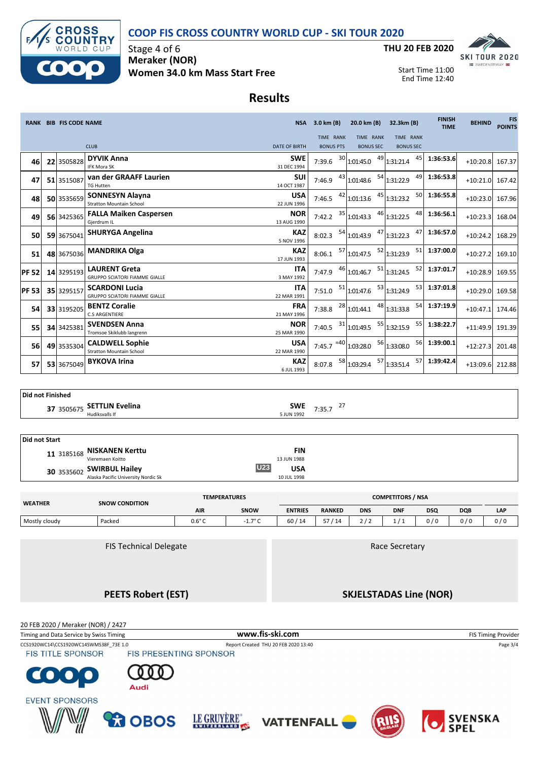# COOP FIS CROSS COUNTRY WORLD CUP - SKI TOUR 2020

Stage 4 of 6
**Meraker (NOR)**
**Women 34.0 km Mass Start Free**

**THU 20 FEB 2020**

Start Time 11:00
End Time 12:40

## Results

| RANK | BIB | FIS CODE | NAME / CLUB | NSA / DATE OF BIRTH | 3.0 km (B) TIME | RANK | 20.0 km (B) TIME | RANK | 32.3km (B) TIME | RANK | FINISH TIME | BEHIND | FIS POINTS |
|---|---|---|---|---|---|---|---|---|---|---|---|---|---|
| 46 | 22 | 3505828 | **DYVIK Anna** IFK Mora SK | **SWE** 31 DEC 1994 | 7:39.6 | 30 | 1:01:45.0 | 49 | 1:31:21.4 | 45 | **1:36:53.6** | +10:20.8 | 167.37 |
| 47 | 51 | 3515087 | **van der GRAAFF Laurien** TG Hutten | **SUI** 14 OCT 1987 | 7:46.9 | 43 | 1:01:48.6 | 54 | 1:31:22.9 | 49 | **1:36:53.8** | +10:21.0 | 167.42 |
| 48 | 50 | 3535659 | **SONNESYN Alayna** Stratton Mountain School | **USA** 22 JUN 1996 | 7:46.5 | 42 | 1:01:13.6 | 45 | 1:31:23.2 | 50 | **1:36:55.8** | +10:23.0 | 167.96 |
| 49 | 56 | 3425365 | **FALLA Maiken Caspersen** Gjerdrum IL | **NOR** 13 AUG 1990 | 7:42.2 | 35 | 1:01:43.3 | 46 | 1:31:22.5 | 48 | **1:36:56.1** | +10:23.3 | 168.04 |
| 50 | 59 | 3675041 | **SHURYGA Angelina** | **KAZ** 5 NOV 1996 | 8:02.3 | 54 | 1:01:43.9 | 47 | 1:31:22.3 | 47 | **1:36:57.0** | +10:24.2 | 168.29 |
| 51 | 48 | 3675036 | **MANDRIKA Olga** | **KAZ** 17 JUN 1993 | 8:06.1 | 57 | 1:01:47.5 | 52 | 1:31:23.9 | 51 | **1:37:00.0** | +10:27.2 | 169.10 |
| PF 52 | 14 | 3295193 | **LAURENT Greta** GRUPPO SCIATORI FIAMME GIALLE | **ITA** 3 MAY 1992 | 7:47.9 | 46 | 1:01:46.7 | 51 | 1:31:24.5 | 52 | **1:37:01.7** | +10:28.9 | 169.55 |
| PF 53 | 35 | 3295157 | **SCARDONI Lucia** GRUPPO SCIATORI FIAMME GIALLE | **ITA** 22 MAR 1991 | 7:51.0 | 51 | 1:01:47.6 | 53 | 1:31:24.9 | 53 | **1:37:01.8** | +10:29.0 | 169.58 |
| 54 | 33 | 3195205 | **BENTZ Coralie** C.S ARGENTIERE | **FRA** 21 MAY 1996 | 7:38.8 | 28 | 1:01:44.1 | 48 | 1:31:33.8 | 54 | **1:37:19.9** | +10:47.1 | 174.46 |
| 55 | 34 | 3425381 | **SVENDSEN Anna** Tromsoe Skiklubb langrenn | **NOR** 25 MAR 1990 | 7:40.5 | 31 | 1:01:49.5 | 55 | 1:32:15.9 | 55 | **1:38:22.7** | +11:49.9 | 191.39 |
| 56 | 49 | 3535304 | **CALDWELL Sophie** Stratton Mountain School | **USA** 22 MAR 1990 | 7:45.7 | =40 | 1:03:28.0 | 56 | 1:33:08.0 | 56 | **1:39:00.1** | +12:27.3 | 201.48 |
| 57 | 53 | 3675049 | **BYKOVA Irina** | **KAZ** 6 JUL 1993 | 8:07.8 | 58 | 1:03:29.4 | 57 | 1:33:51.4 | 57 | **1:39:42.4** | +13:09.6 | 212.88 |

**Did not Finished**

| BIB | FIS CODE | NAME / CLUB | NSA / DATE OF BIRTH | 3.0 km TIME | RANK |
|---|---|---|---|---|---|
| 37 | 3505675 | **SETTLIN Evelina** Hudiksvalls If | **SWE** 5 JUN 1992 | 7:35.7 | 27 |

**Did not Start**

| BIB | FIS CODE | NAME / CLUB | NSA / DATE OF BIRTH |
|---|---|---|---|
| 11 | 3185168 | **NISKANEN Kerttu** Vieremaen Koitto | **FIN** 13 JUN 1988 |
| 30 | 3535602 | **SWIRBUL Hailey** (U23) Alaska Pacific University Nordic Sk | **USA** 10 JUL 1998 |

| WEATHER | SNOW CONDITION | TEMPERATURES AIR | TEMPERATURES SNOW | ENTRIES | RANKED | DNS | DNF | DSQ | DQB | LAP |
|---|---|---|---|---|---|---|---|---|---|---|
| Mostly cloudy | Packed | 0.6° C | -1.7° C | 60 / 14 | 57 / 14 | 2 / 2 | 1 / 1 | 0 / 0 | 0 / 0 | 0 / 0 |

| FIS Technical Delegate | Race Secretary |
|---|---|
| **PEETS Robert (EST)** | **SKJELSTADAS Line (NOR)** |

20 FEB 2020 / Meraker (NOR) / 2427
Timing and Data Service by Swiss Timing — www.fis-ski.com — FIS Timing Provider
CCS1920WC14\CCS1920WC14SWMS38F_73E 1.0 — Report Created THU 20 FEB 2020 13:40

FIS TITLE SPONSOR: COOP — FIS PRESENTING SPONSOR: Audi
EVENT SPONSORS: OBOS, LE GRUYÈRE, VATTENFALL, RIIS, SVENSKA SPEL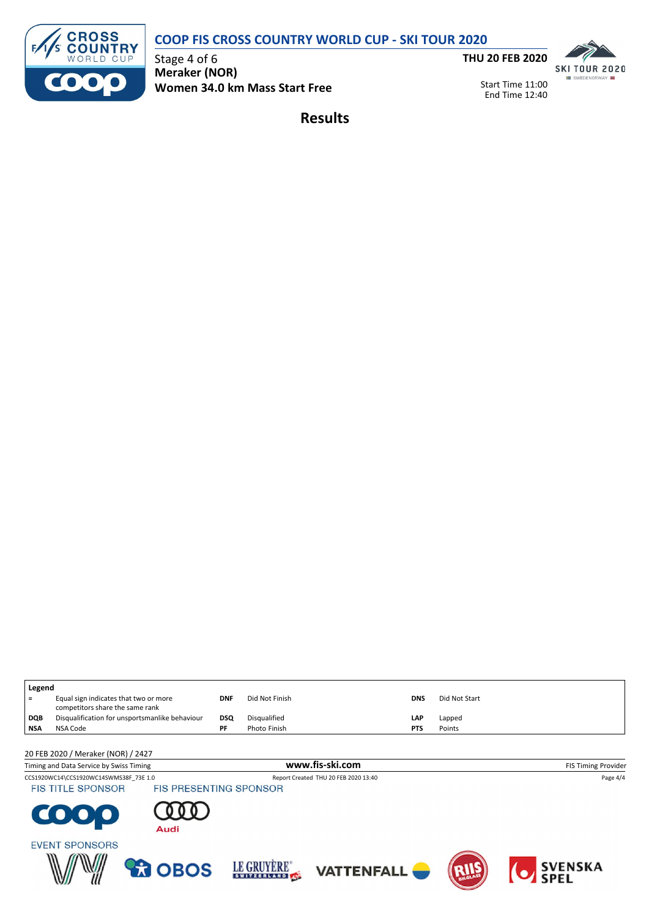## COOP FIS CROSS COUNTRY WORLD CUP - SKI TOUR 2020

Stage 4 of 6
**Meraker (NOR)**
**Women 34.0 km Mass Start Free**

**THU 20 FEB 2020**

Start Time 11:00
End Time 12:40

# Results

| Legend | | | | | |
|---|---|---|---|---|---|
| = | Equal sign indicates that two or more competitors share the same rank | DNF | Did Not Finish | DNS | Did Not Start |
| DQB | Disqualification for unsportsmanlike behaviour | DSQ | Disqualified | LAP | Lapped |
| NSA | NSA Code | PF | Photo Finish | PTS | Points |

20 FEB 2020 / Meraker (NOR) / 2427

Timing and Data Service by Swiss Timing | www.fis-ski.com | FIS Timing Provider

CCS1920WC14\CCS1920WC14SWMS38F_73E 1.0 | Report Created THU 20 FEB 2020 13:40

FIS TITLE SPONSOR | FIS PRESENTING SPONSOR

EVENT SPONSORS